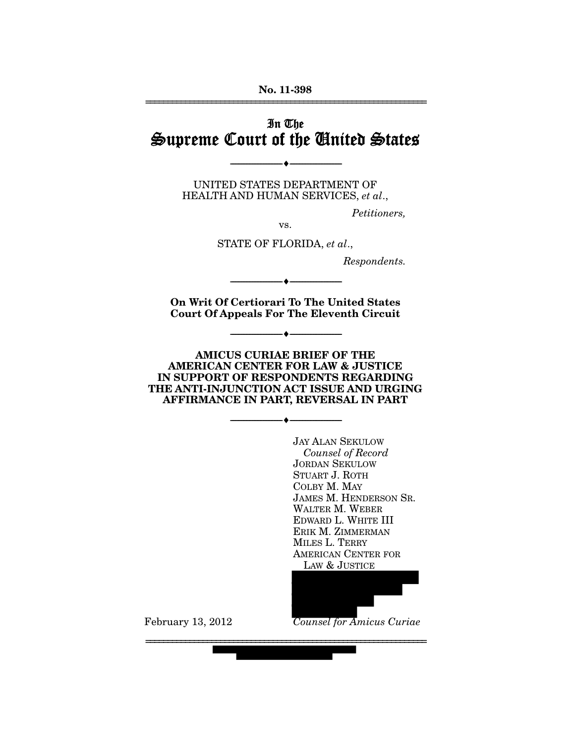**No. 11-398**

---

In The

# Supreme Court of the United States

---

UNITED STATES DEPARTMENT OF
HEALTH AND HUMAN SERVICES, *et al*.,

*Petitioners,*

vs.

STATE OF FLORIDA, *et al*.,

*Respondents.*

---

**On Writ Of Certiorari To The United States Court Of Appeals For The Eleventh Circuit**

---

**AMICUS CURIAE BRIEF OF THE AMERICAN CENTER FOR LAW & JUSTICE IN SUPPORT OF RESPONDENTS REGARDING THE ANTI-INJUNCTION ACT ISSUE AND URGING AFFIRMANCE IN PART, REVERSAL IN PART**

---

JAY ALAN SEKULOW
*Counsel of Record*
JORDAN SEKULOW
STUART J. ROTH
COLBY M. MAY
JAMES M. HENDERSON SR.
WALTER M. WEBER
EDWARD L. WHITE III
ERIK M. ZIMMERMAN
MILES L. TERRY
AMERICAN CENTER FOR LAW & JUSTICE

February 13, 2012

*Counsel for Amicus Curiae*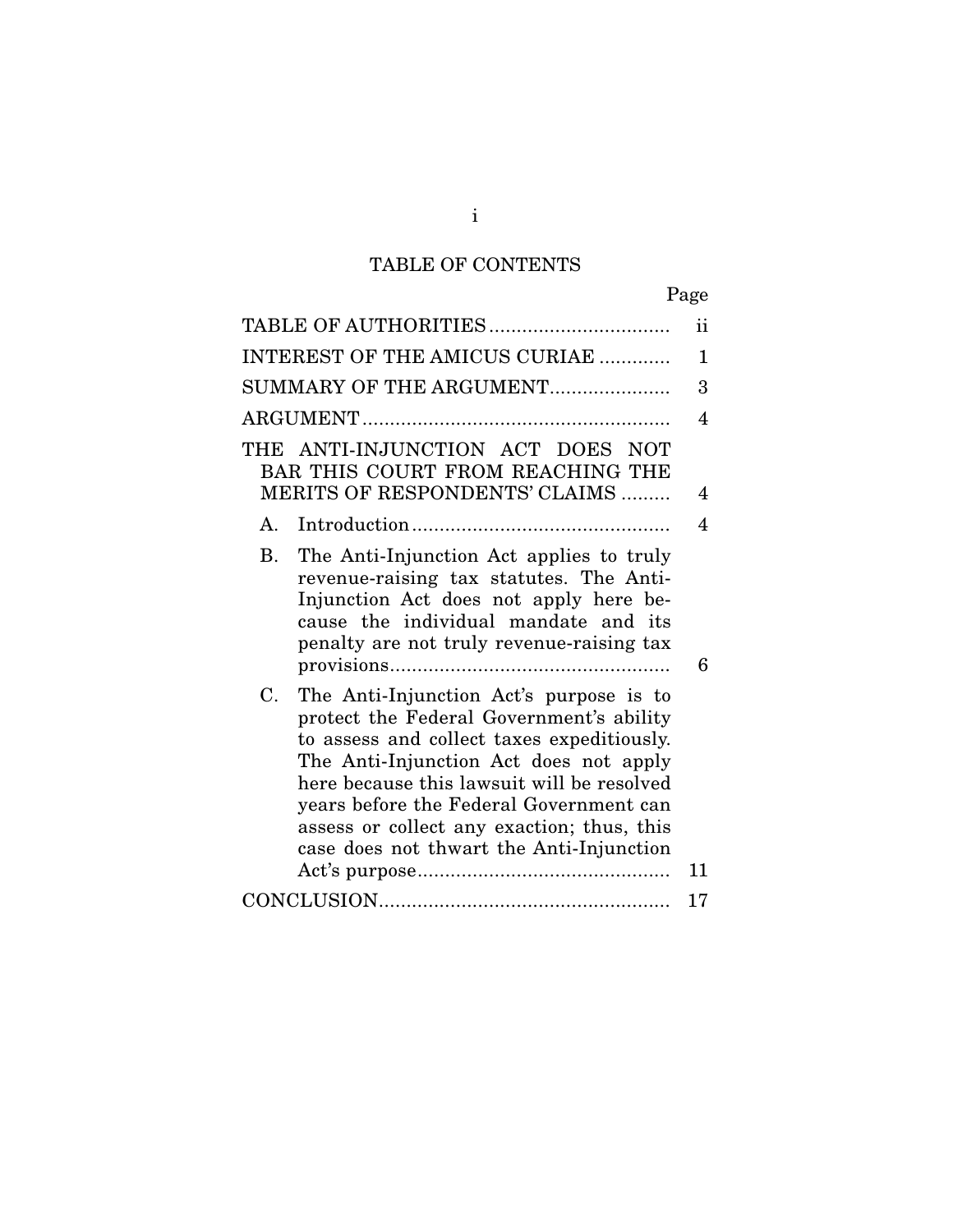# TABLE OF CONTENTS

| | Page |
|---|---|
| TABLE OF AUTHORITIES | ii |
| INTEREST OF THE AMICUS CURIAE | 1 |
| SUMMARY OF THE ARGUMENT | 3 |
| ARGUMENT | 4 |
| THE ANTI-INJUNCTION ACT DOES NOT BAR THIS COURT FROM REACHING THE MERITS OF RESPONDENTS' CLAIMS | 4 |
| A. Introduction | 4 |
| B. The Anti-Injunction Act applies to truly revenue-raising tax statutes. The Anti-Injunction Act does not apply here because the individual mandate and its penalty are not truly revenue-raising tax provisions | 6 |
| C. The Anti-Injunction Act's purpose is to protect the Federal Government's ability to assess and collect taxes expeditiously. The Anti-Injunction Act does not apply here because this lawsuit will be resolved years before the Federal Government can assess or collect any exaction; thus, this case does not thwart the Anti-Injunction Act's purpose | 11 |
| CONCLUSION | 17 |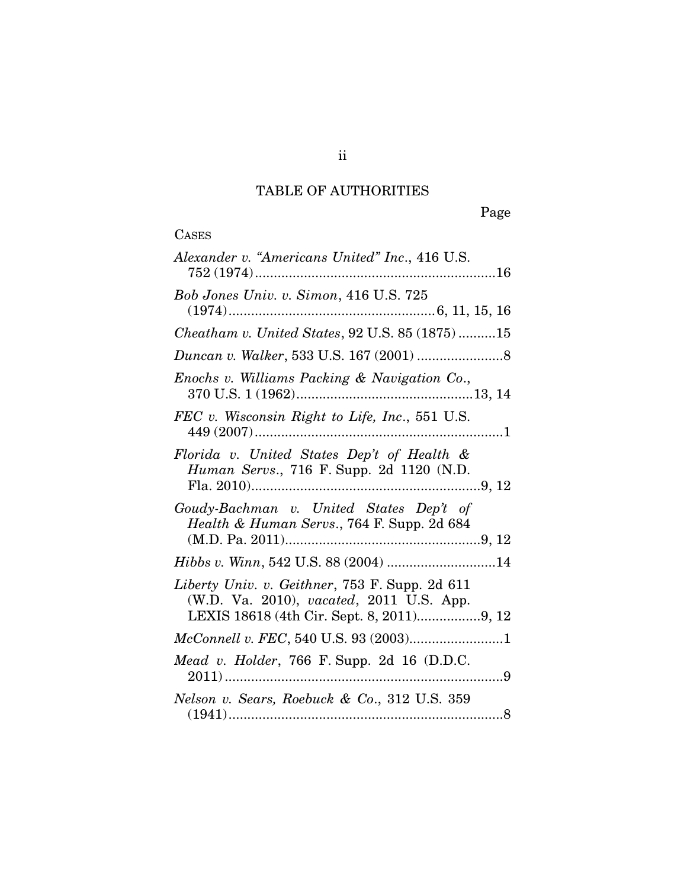# TABLE OF AUTHORITIES

Page

CASES

*Alexander v. "Americans United" Inc.*, 416 U.S. 752 (1974) ............................................................ 16

*Bob Jones Univ. v. Simon*, 416 U.S. 725 (1974) ....................................................... 6, 11, 15, 16

*Cheatham v. United States*, 92 U.S. 85 (1875) .......... 15

*Duncan v. Walker*, 533 U.S. 167 (2001) ....................... 8

*Enochs v. Williams Packing & Navigation Co.*, 370 U.S. 1 (1962) ............................................... 13, 14

*FEC v. Wisconsin Right to Life, Inc.*, 551 U.S. 449 (2007) .................................................................. 1

*Florida v. United States Dep't of Health & Human Servs.*, 716 F. Supp. 2d 1120 (N.D. Fla. 2010) ............................................................ 9, 12

*Goudy-Bachman v. United States Dep't of Health & Human Servs.*, 764 F. Supp. 2d 684 (M.D. Pa. 2011) .................................................... 9, 12

*Hibbs v. Winn*, 542 U.S. 88 (2004) ............................. 14

*Liberty Univ. v. Geithner*, 753 F. Supp. 2d 611 (W.D. Va. 2010), *vacated*, 2011 U.S. App. LEXIS 18618 (4th Cir. Sept. 8, 2011) ................. 9, 12

*McConnell v. FEC*, 540 U.S. 93 (2003) ......................... 1

*Mead v. Holder*, 766 F. Supp. 2d 16 (D.D.C. 2011) ........................................................................... 9

*Nelson v. Sears, Roebuck & Co.*, 312 U.S. 359 (1941) .......................................................................... 8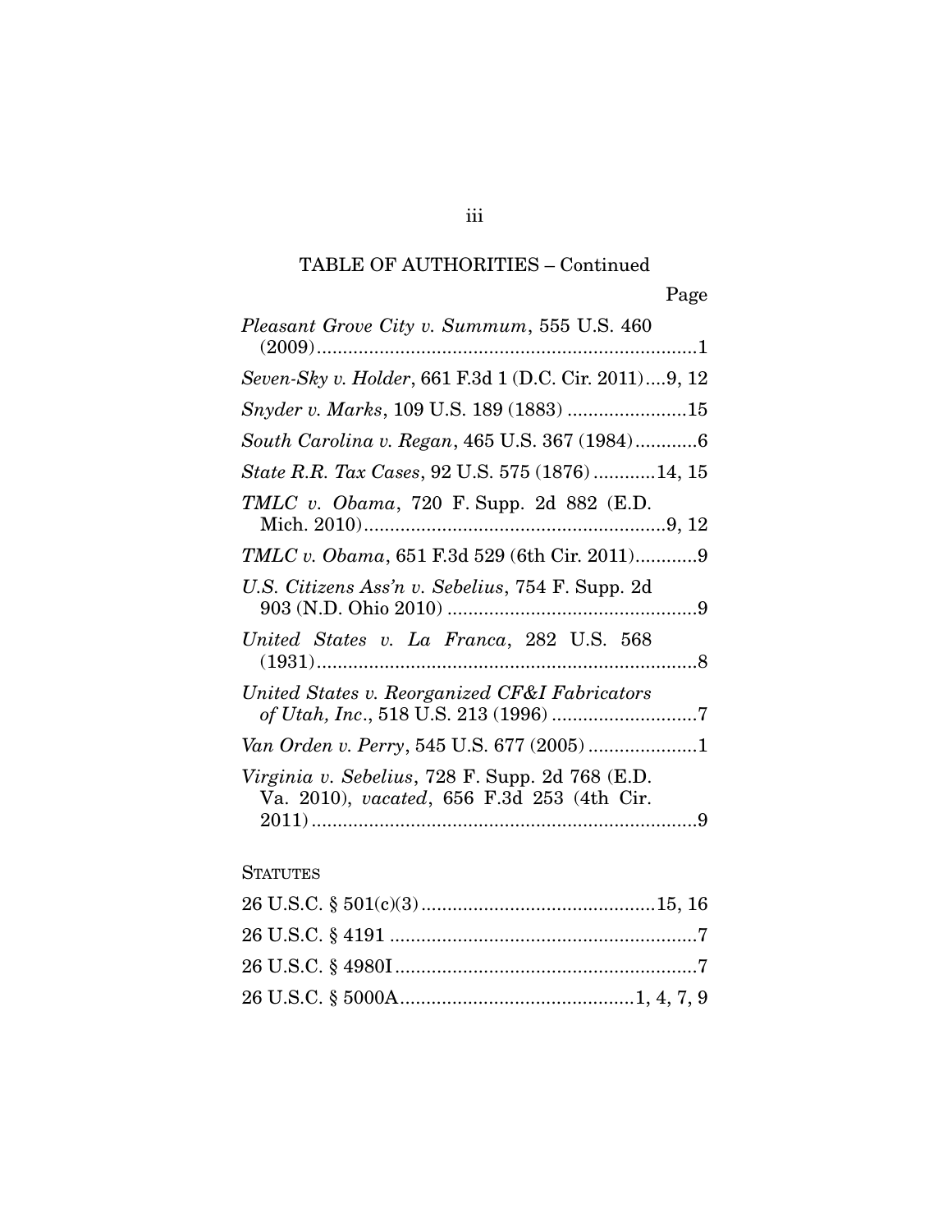TABLE OF AUTHORITIES – Continued

| | Page |
|---|---|
| *Pleasant Grove City v. Summum*, 555 U.S. 460 (2009) | 1 |
| *Seven-Sky v. Holder*, 661 F.3d 1 (D.C. Cir. 2011) | 9, 12 |
| *Snyder v. Marks*, 109 U.S. 189 (1883) | 15 |
| *South Carolina v. Regan*, 465 U.S. 367 (1984) | 6 |
| *State R.R. Tax Cases*, 92 U.S. 575 (1876) | 14, 15 |
| *TMLC v. Obama*, 720 F. Supp. 2d 882 (E.D. Mich. 2010) | 9, 12 |
| *TMLC v. Obama*, 651 F.3d 529 (6th Cir. 2011) | 9 |
| *U.S. Citizens Ass'n v. Sebelius*, 754 F. Supp. 2d 903 (N.D. Ohio 2010) | 9 |
| *United States v. La Franca*, 282 U.S. 568 (1931) | 8 |
| *United States v. Reorganized CF&I Fabricators of Utah, Inc.*, 518 U.S. 213 (1996) | 7 |
| *Van Orden v. Perry*, 545 U.S. 677 (2005) | 1 |
| *Virginia v. Sebelius*, 728 F. Supp. 2d 768 (E.D. Va. 2010), *vacated*, 656 F.3d 253 (4th Cir. 2011) | 9 |

STATUTES

| | |
|---|---|
| 26 U.S.C. § 501(c)(3) | 15, 16 |
| 26 U.S.C. § 4191 | 7 |
| 26 U.S.C. § 4980I | 7 |
| 26 U.S.C. § 5000A | 1, 4, 7, 9 |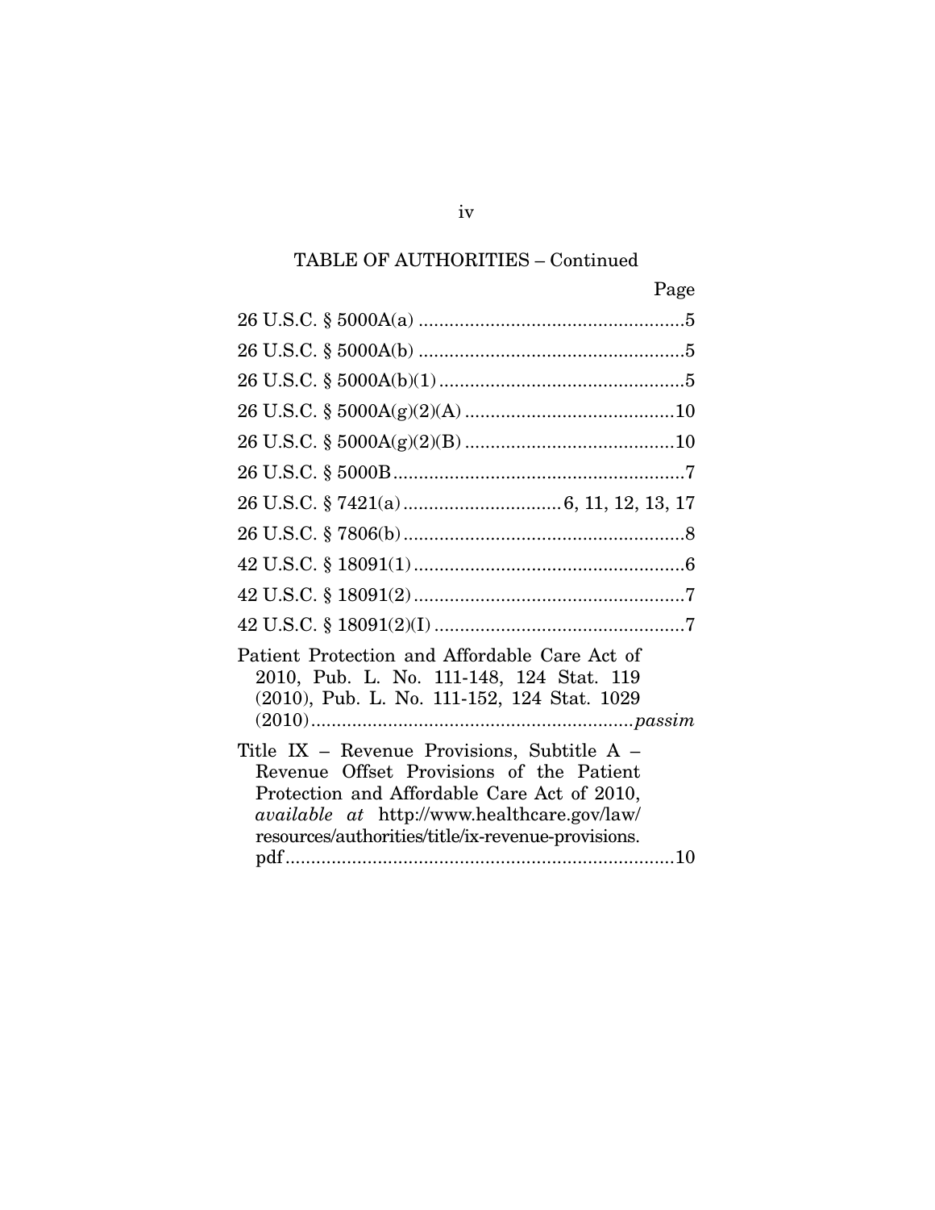TABLE OF AUTHORITIES – Continued

| | Page |
|---|---|
| 26 U.S.C. § 5000A(a) | 5 |
| 26 U.S.C. § 5000A(b) | 5 |
| 26 U.S.C. § 5000A(b)(1) | 5 |
| 26 U.S.C. § 5000A(g)(2)(A) | 10 |
| 26 U.S.C. § 5000A(g)(2)(B) | 10 |
| 26 U.S.C. § 5000B | 7 |
| 26 U.S.C. § 7421(a) | 6, 11, 12, 13, 17 |
| 26 U.S.C. § 7806(b) | 8 |
| 42 U.S.C. § 18091(1) | 6 |
| 42 U.S.C. § 18091(2) | 7 |
| 42 U.S.C. § 18091(2)(I) | 7 |
| Patient Protection and Affordable Care Act of 2010, Pub. L. No. 111-148, 124 Stat. 119 (2010), Pub. L. No. 111-152, 124 Stat. 1029 (2010) | *passim* |
| Title IX – Revenue Provisions, Subtitle A – Revenue Offset Provisions of the Patient Protection and Affordable Care Act of 2010, *available at* http://www.healthcare.gov/law/resources/authorities/title/ix-revenue-provisions.pdf | 10 |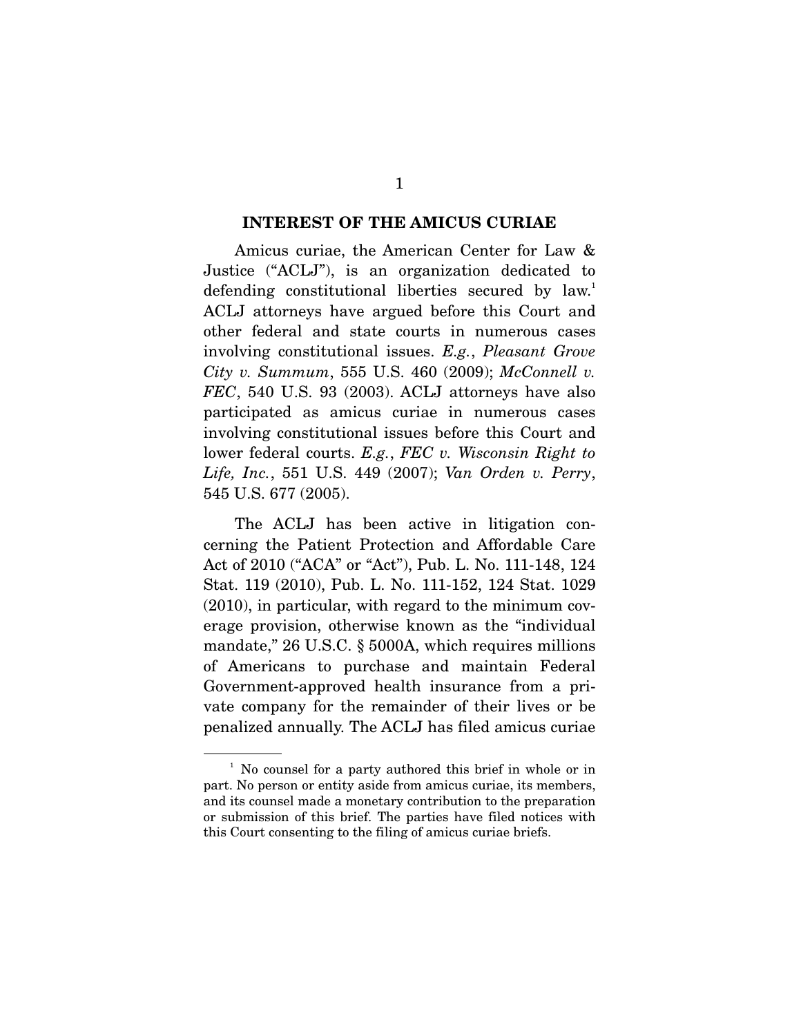## INTEREST OF THE AMICUS CURIAE

Amicus curiae, the American Center for Law & Justice ("ACLJ"), is an organization dedicated to defending constitutional liberties secured by law.[1] ACLJ attorneys have argued before this Court and other federal and state courts in numerous cases involving constitutional issues. *E.g.*, *Pleasant Grove City v. Summum*, 555 U.S. 460 (2009); *McConnell v. FEC*, 540 U.S. 93 (2003). ACLJ attorneys have also participated as amicus curiae in numerous cases involving constitutional issues before this Court and lower federal courts. *E.g.*, *FEC v. Wisconsin Right to Life, Inc.*, 551 U.S. 449 (2007); *Van Orden v. Perry*, 545 U.S. 677 (2005).

The ACLJ has been active in litigation concerning the Patient Protection and Affordable Care Act of 2010 ("ACA" or "Act"), Pub. L. No. 111-148, 124 Stat. 119 (2010), Pub. L. No. 111-152, 124 Stat. 1029 (2010), in particular, with regard to the minimum coverage provision, otherwise known as the "individual mandate," 26 U.S.C. § 5000A, which requires millions of Americans to purchase and maintain Federal Government-approved health insurance from a private company for the remainder of their lives or be penalized annually. The ACLJ has filed amicus curiae

[1] No counsel for a party authored this brief in whole or in part. No person or entity aside from amicus curiae, its members, and its counsel made a monetary contribution to the preparation or submission of this brief. The parties have filed notices with this Court consenting to the filing of amicus curiae briefs.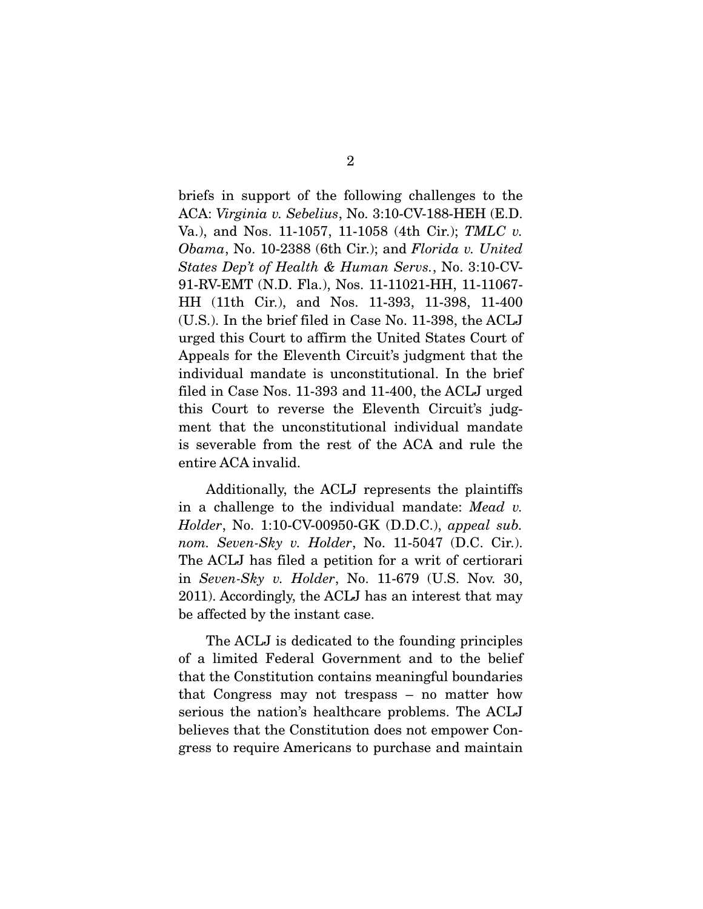briefs in support of the following challenges to the ACA: *Virginia v. Sebelius*, No. 3:10-CV-188-HEH (E.D. Va.), and Nos. 11-1057, 11-1058 (4th Cir.); *TMLC v. Obama*, No. 10-2388 (6th Cir.); and *Florida v. United States Dep't of Health & Human Servs.*, No. 3:10-CV-91-RV-EMT (N.D. Fla.), Nos. 11-11021-HH, 11-11067-HH (11th Cir.), and Nos. 11-393, 11-398, 11-400 (U.S.). In the brief filed in Case No. 11-398, the ACLJ urged this Court to affirm the United States Court of Appeals for the Eleventh Circuit's judgment that the individual mandate is unconstitutional. In the brief filed in Case Nos. 11-393 and 11-400, the ACLJ urged this Court to reverse the Eleventh Circuit's judgment that the unconstitutional individual mandate is severable from the rest of the ACA and rule the entire ACA invalid.

Additionally, the ACLJ represents the plaintiffs in a challenge to the individual mandate: *Mead v. Holder*, No. 1:10-CV-00950-GK (D.D.C.), *appeal sub. nom. Seven-Sky v. Holder*, No. 11-5047 (D.C. Cir.). The ACLJ has filed a petition for a writ of certiorari in *Seven-Sky v. Holder*, No. 11-679 (U.S. Nov. 30, 2011). Accordingly, the ACLJ has an interest that may be affected by the instant case.

The ACLJ is dedicated to the founding principles of a limited Federal Government and to the belief that the Constitution contains meaningful boundaries that Congress may not trespass – no matter how serious the nation's healthcare problems. The ACLJ believes that the Constitution does not empower Congress to require Americans to purchase and maintain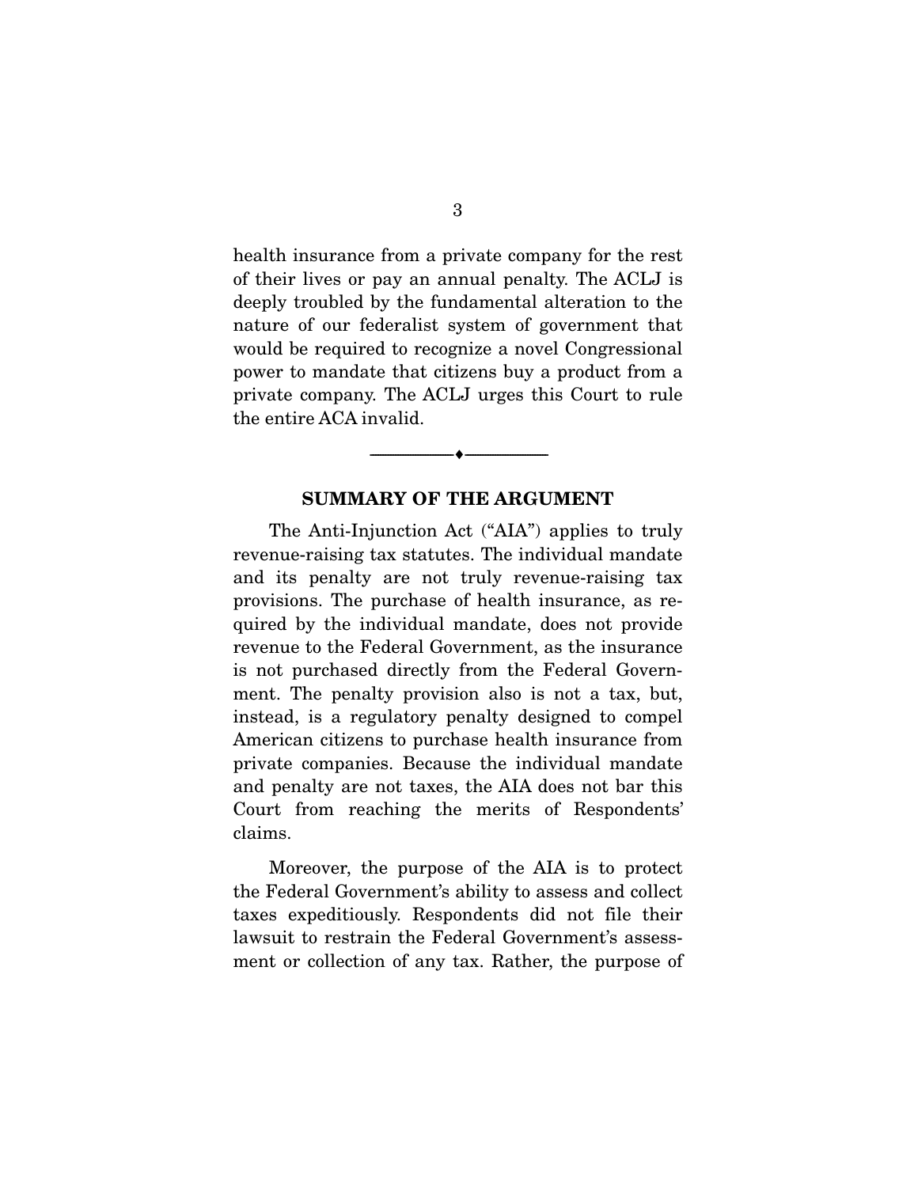health insurance from a private company for the rest of their lives or pay an annual penalty. The ACLJ is deeply troubled by the fundamental alteration to the nature of our federalist system of government that would be required to recognize a novel Congressional power to mandate that citizens buy a product from a private company. The ACLJ urges this Court to rule the entire ACA invalid.

---

## SUMMARY OF THE ARGUMENT

The Anti-Injunction Act ("AIA") applies to truly revenue-raising tax statutes. The individual mandate and its penalty are not truly revenue-raising tax provisions. The purchase of health insurance, as required by the individual mandate, does not provide revenue to the Federal Government, as the insurance is not purchased directly from the Federal Government. The penalty provision also is not a tax, but, instead, is a regulatory penalty designed to compel American citizens to purchase health insurance from private companies. Because the individual mandate and penalty are not taxes, the AIA does not bar this Court from reaching the merits of Respondents' claims.

Moreover, the purpose of the AIA is to protect the Federal Government's ability to assess and collect taxes expeditiously. Respondents did not file their lawsuit to restrain the Federal Government's assessment or collection of any tax. Rather, the purpose of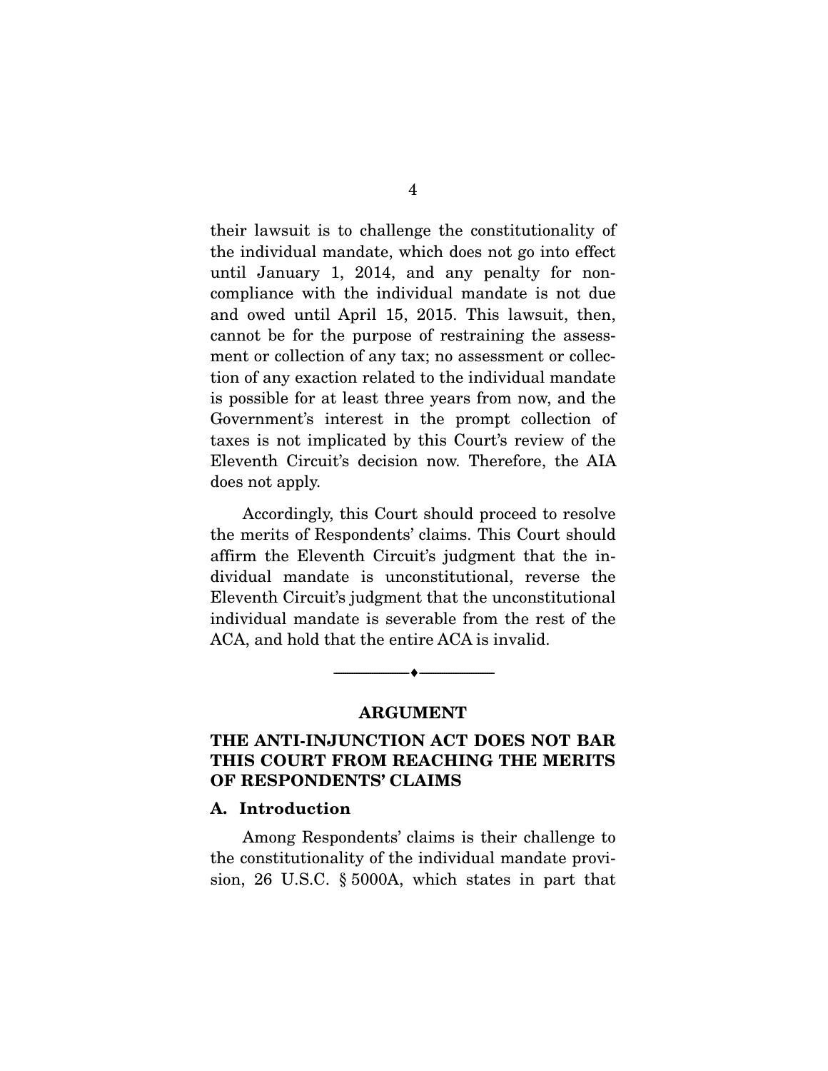their lawsuit is to challenge the constitutionality of the individual mandate, which does not go into effect until January 1, 2014, and any penalty for noncompliance with the individual mandate is not due and owed until April 15, 2015. This lawsuit, then, cannot be for the purpose of restraining the assessment or collection of any tax; no assessment or collection of any exaction related to the individual mandate is possible for at least three years from now, and the Government's interest in the prompt collection of taxes is not implicated by this Court's review of the Eleventh Circuit's decision now. Therefore, the AIA does not apply.

Accordingly, this Court should proceed to resolve the merits of Respondents' claims. This Court should affirm the Eleventh Circuit's judgment that the individual mandate is unconstitutional, reverse the Eleventh Circuit's judgment that the unconstitutional individual mandate is severable from the rest of the ACA, and hold that the entire ACA is invalid.

---

## ARGUMENT

## THE ANTI-INJUNCTION ACT DOES NOT BAR THIS COURT FROM REACHING THE MERITS OF RESPONDENTS' CLAIMS

### A. Introduction

Among Respondents' claims is their challenge to the constitutionality of the individual mandate provision, 26 U.S.C. § 5000A, which states in part that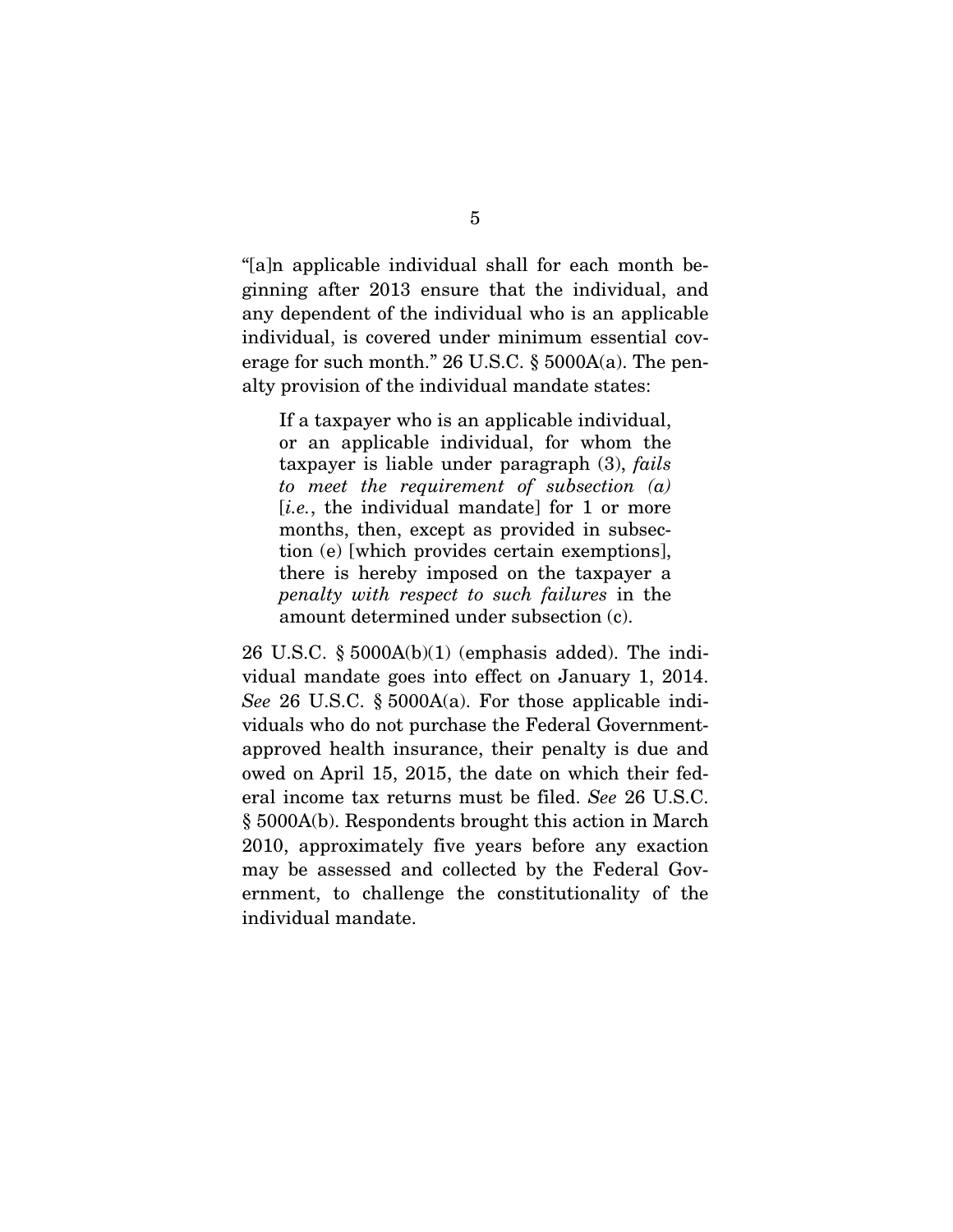"[a]n applicable individual shall for each month beginning after 2013 ensure that the individual, and any dependent of the individual who is an applicable individual, is covered under minimum essential coverage for such month." 26 U.S.C. § 5000A(a). The penalty provision of the individual mandate states:

> If a taxpayer who is an applicable individual, or an applicable individual, for whom the taxpayer is liable under paragraph (3), *fails to meet the requirement of subsection (a)* [*i.e.*, the individual mandate] for 1 or more months, then, except as provided in subsection (e) [which provides certain exemptions], there is hereby imposed on the taxpayer a *penalty with respect to such failures* in the amount determined under subsection (c).

26 U.S.C. § 5000A(b)(1) (emphasis added). The individual mandate goes into effect on January 1, 2014. *See* 26 U.S.C. § 5000A(a). For those applicable individuals who do not purchase the Federal Government-approved health insurance, their penalty is due and owed on April 15, 2015, the date on which their federal income tax returns must be filed. *See* 26 U.S.C. § 5000A(b). Respondents brought this action in March 2010, approximately five years before any exaction may be assessed and collected by the Federal Government, to challenge the constitutionality of the individual mandate.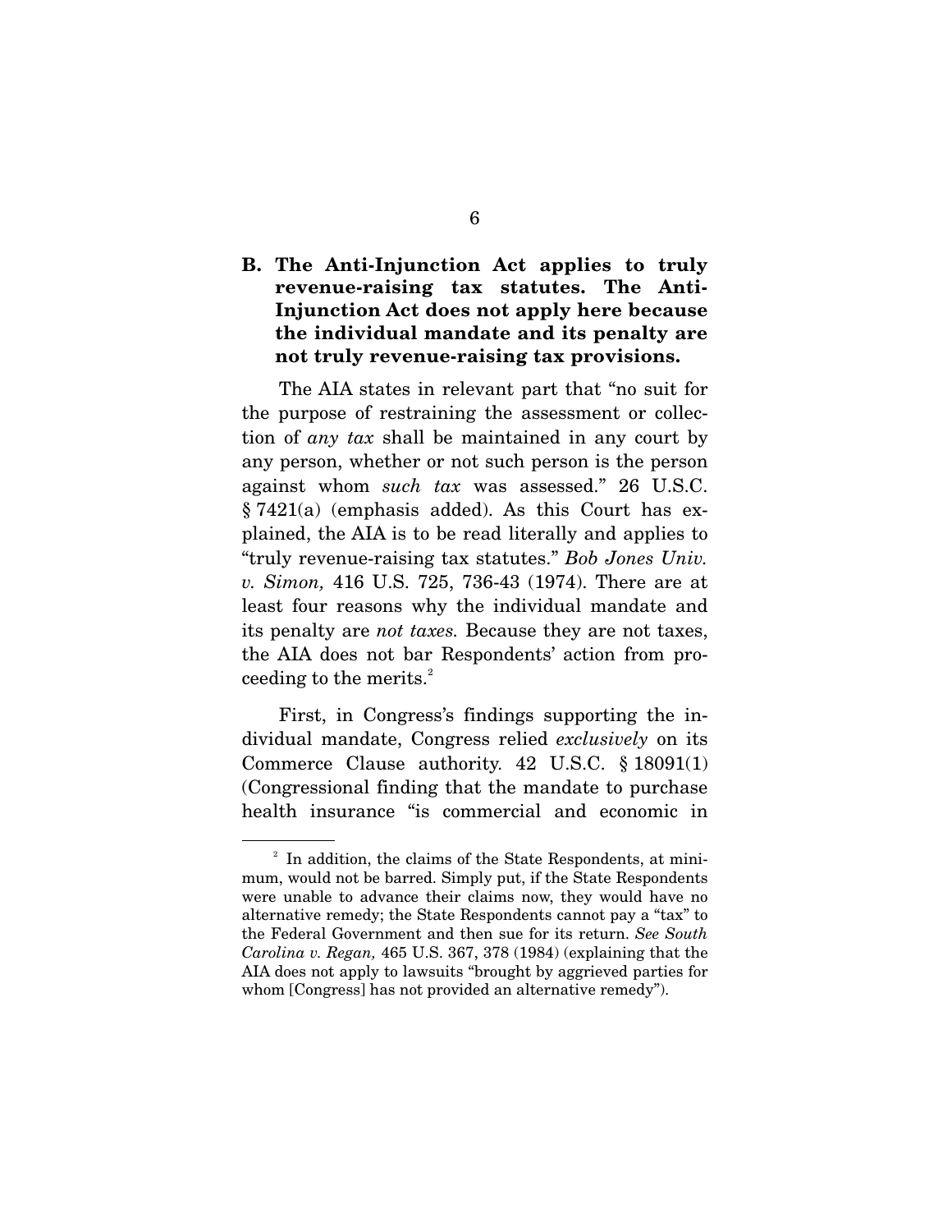### B. The Anti-Injunction Act applies to truly revenue-raising tax statutes. The Anti-Injunction Act does not apply here because the individual mandate and its penalty are not truly revenue-raising tax provisions.

The AIA states in relevant part that "no suit for the purpose of restraining the assessment or collection of *any tax* shall be maintained in any court by any person, whether or not such person is the person against whom *such tax* was assessed." 26 U.S.C. § 7421(a) (emphasis added). As this Court has explained, the AIA is to be read literally and applies to "truly revenue-raising tax statutes." *Bob Jones Univ. v. Simon,* 416 U.S. 725, 736-43 (1974). There are at least four reasons why the individual mandate and its penalty are *not taxes.* Because they are not taxes, the AIA does not bar Respondents' action from proceeding to the merits.[2]

First, in Congress's findings supporting the individual mandate, Congress relied *exclusively* on its Commerce Clause authority. 42 U.S.C. § 18091(1) (Congressional finding that the mandate to purchase health insurance "is commercial and economic in

---

[2] In addition, the claims of the State Respondents, at minimum, would not be barred. Simply put, if the State Respondents were unable to advance their claims now, they would have no alternative remedy; the State Respondents cannot pay a "tax" to the Federal Government and then sue for its return. *See South Carolina v. Regan,* 465 U.S. 367, 378 (1984) (explaining that the AIA does not apply to lawsuits "brought by aggrieved parties for whom [Congress] has not provided an alternative remedy").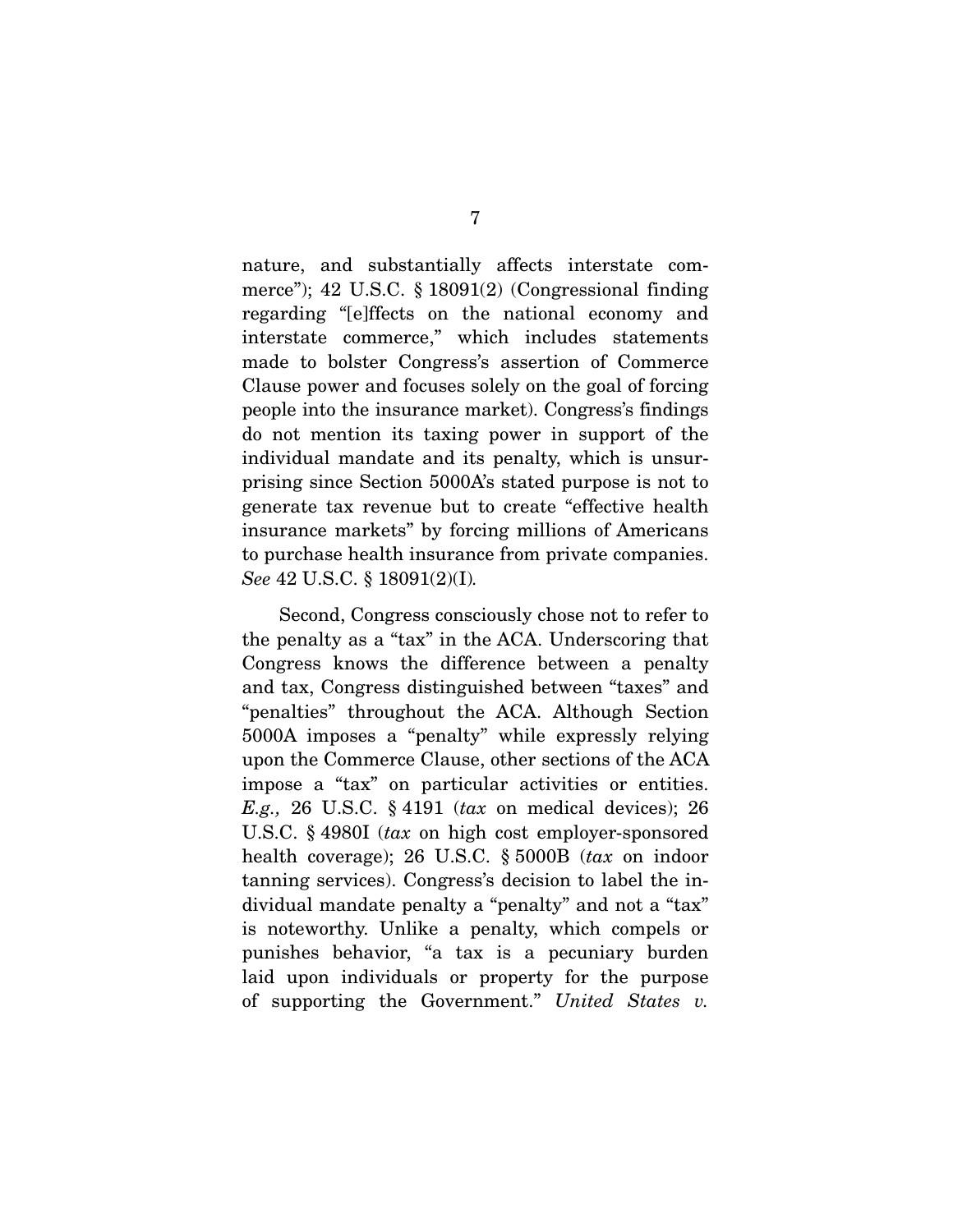nature, and substantially affects interstate commerce"); 42 U.S.C. § 18091(2) (Congressional finding regarding "[e]ffects on the national economy and interstate commerce," which includes statements made to bolster Congress's assertion of Commerce Clause power and focuses solely on the goal of forcing people into the insurance market). Congress's findings do not mention its taxing power in support of the individual mandate and its penalty, which is unsurprising since Section 5000A's stated purpose is not to generate tax revenue but to create "effective health insurance markets" by forcing millions of Americans to purchase health insurance from private companies. *See* 42 U.S.C. § 18091(2)(I).

Second, Congress consciously chose not to refer to the penalty as a "tax" in the ACA. Underscoring that Congress knows the difference between a penalty and tax, Congress distinguished between "taxes" and "penalties" throughout the ACA. Although Section 5000A imposes a "penalty" while expressly relying upon the Commerce Clause, other sections of the ACA impose a "tax" on particular activities or entities. *E.g.,* 26 U.S.C. § 4191 (*tax* on medical devices); 26 U.S.C. § 4980I (*tax* on high cost employer-sponsored health coverage); 26 U.S.C. § 5000B (*tax* on indoor tanning services). Congress's decision to label the individual mandate penalty a "penalty" and not a "tax" is noteworthy. Unlike a penalty, which compels or punishes behavior, "a tax is a pecuniary burden laid upon individuals or property for the purpose of supporting the Government." *United States v.*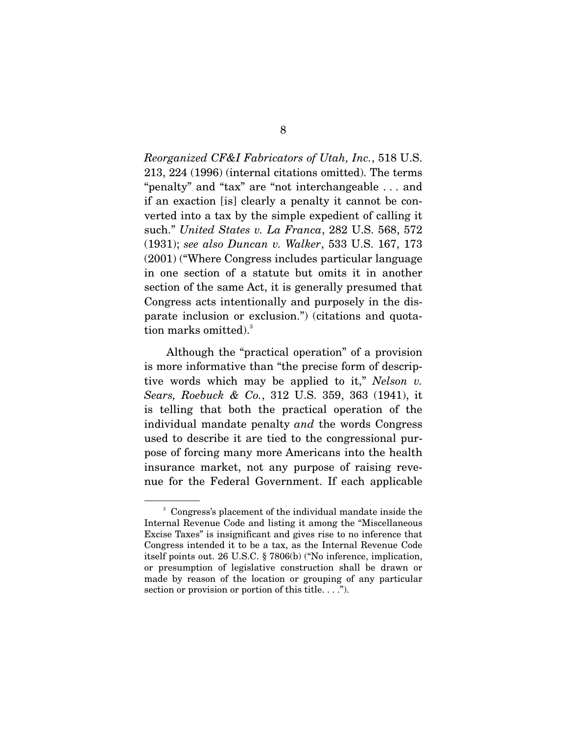*Reorganized CF&I Fabricators of Utah, Inc.*, 518 U.S. 213, 224 (1996) (internal citations omitted). The terms "penalty" and "tax" are "not interchangeable . . . and if an exaction [is] clearly a penalty it cannot be converted into a tax by the simple expedient of calling it such." *United States v. La Franca*, 282 U.S. 568, 572 (1931); *see also Duncan v. Walker*, 533 U.S. 167, 173 (2001) ("Where Congress includes particular language in one section of a statute but omits it in another section of the same Act, it is generally presumed that Congress acts intentionally and purposely in the disparate inclusion or exclusion.") (citations and quotation marks omitted).[3]

Although the "practical operation" of a provision is more informative than "the precise form of descriptive words which may be applied to it," *Nelson v. Sears, Roebuck & Co.*, 312 U.S. 359, 363 (1941), it is telling that both the practical operation of the individual mandate penalty *and* the words Congress used to describe it are tied to the congressional purpose of forcing many more Americans into the health insurance market, not any purpose of raising revenue for the Federal Government. If each applicable

---

[3] Congress's placement of the individual mandate inside the Internal Revenue Code and listing it among the "Miscellaneous Excise Taxes" is insignificant and gives rise to no inference that Congress intended it to be a tax, as the Internal Revenue Code itself points out. 26 U.S.C. § 7806(b) ("No inference, implication, or presumption of legislative construction shall be drawn or made by reason of the location or grouping of any particular section or provision or portion of this title. . . .").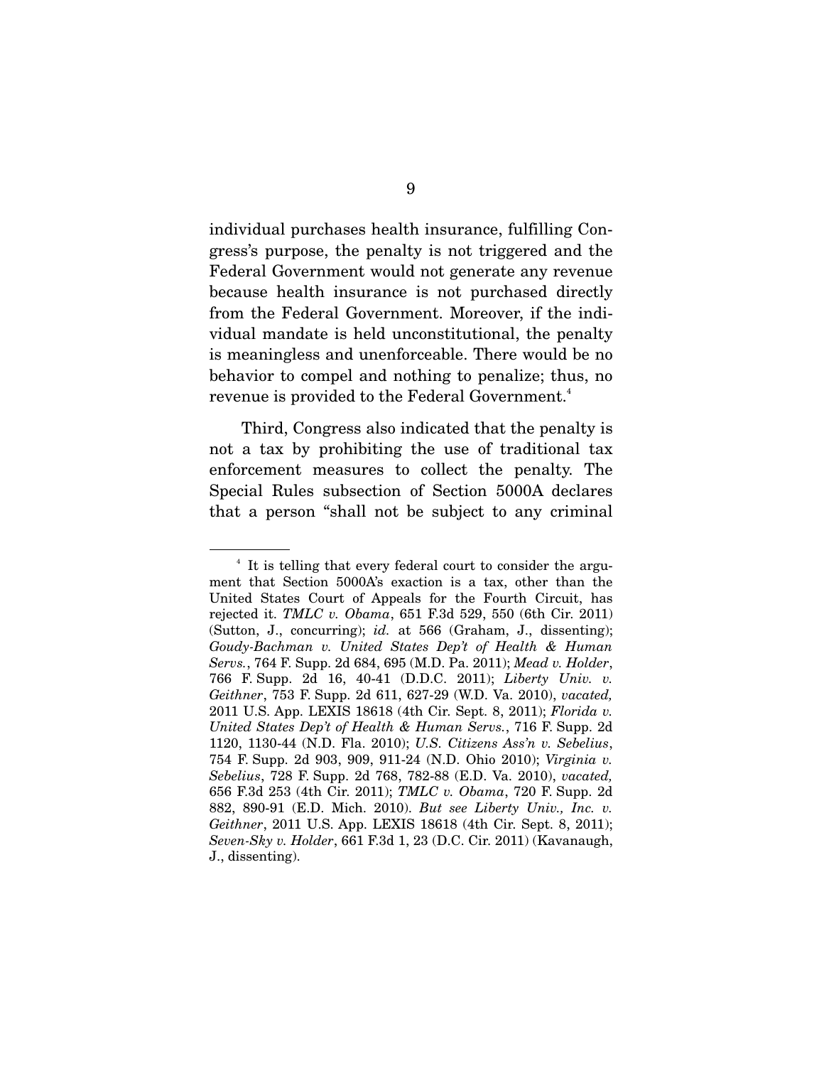individual purchases health insurance, fulfilling Congress's purpose, the penalty is not triggered and the Federal Government would not generate any revenue because health insurance is not purchased directly from the Federal Government. Moreover, if the individual mandate is held unconstitutional, the penalty is meaningless and unenforceable. There would be no behavior to compel and nothing to penalize; thus, no revenue is provided to the Federal Government.[4]

Third, Congress also indicated that the penalty is not a tax by prohibiting the use of traditional tax enforcement measures to collect the penalty. The Special Rules subsection of Section 5000A declares that a person "shall not be subject to any criminal

---

[4] It is telling that every federal court to consider the argument that Section 5000A's exaction is a tax, other than the United States Court of Appeals for the Fourth Circuit, has rejected it. *TMLC v. Obama*, 651 F.3d 529, 550 (6th Cir. 2011) (Sutton, J., concurring); *id.* at 566 (Graham, J., dissenting); *Goudy-Bachman v. United States Dep't of Health & Human Servs.*, 764 F. Supp. 2d 684, 695 (M.D. Pa. 2011); *Mead v. Holder*, 766 F. Supp. 2d 16, 40-41 (D.D.C. 2011); *Liberty Univ. v. Geithner*, 753 F. Supp. 2d 611, 627-29 (W.D. Va. 2010), *vacated,* 2011 U.S. App. LEXIS 18618 (4th Cir. Sept. 8, 2011); *Florida v. United States Dep't of Health & Human Servs.*, 716 F. Supp. 2d 1120, 1130-44 (N.D. Fla. 2010); *U.S. Citizens Ass'n v. Sebelius*, 754 F. Supp. 2d 903, 909, 911-24 (N.D. Ohio 2010); *Virginia v. Sebelius*, 728 F. Supp. 2d 768, 782-88 (E.D. Va. 2010), *vacated,* 656 F.3d 253 (4th Cir. 2011); *TMLC v. Obama*, 720 F. Supp. 2d 882, 890-91 (E.D. Mich. 2010). *But see Liberty Univ., Inc. v. Geithner*, 2011 U.S. App. LEXIS 18618 (4th Cir. Sept. 8, 2011); *Seven-Sky v. Holder*, 661 F.3d 1, 23 (D.C. Cir. 2011) (Kavanaugh, J., dissenting).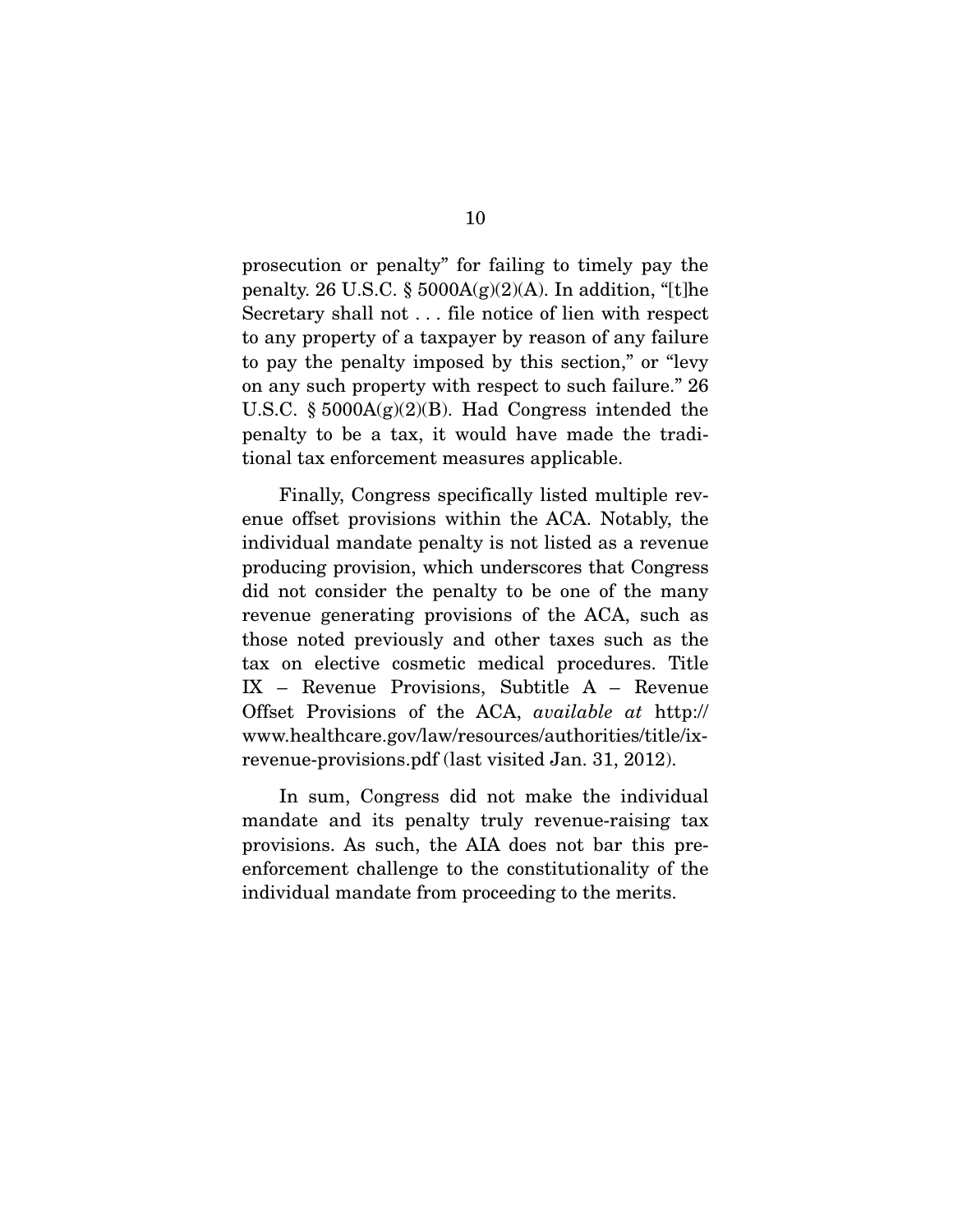prosecution or penalty" for failing to timely pay the penalty. 26 U.S.C. § 5000A(g)(2)(A). In addition, "[t]he Secretary shall not . . . file notice of lien with respect to any property of a taxpayer by reason of any failure to pay the penalty imposed by this section," or "levy on any such property with respect to such failure." 26 U.S.C. § 5000A(g)(2)(B). Had Congress intended the penalty to be a tax, it would have made the traditional tax enforcement measures applicable.

Finally, Congress specifically listed multiple revenue offset provisions within the ACA. Notably, the individual mandate penalty is not listed as a revenue producing provision, which underscores that Congress did not consider the penalty to be one of the many revenue generating provisions of the ACA, such as those noted previously and other taxes such as the tax on elective cosmetic medical procedures. Title IX – Revenue Provisions, Subtitle A – Revenue Offset Provisions of the ACA, *available at* http://www.healthcare.gov/law/resources/authorities/title/ix-revenue-provisions.pdf (last visited Jan. 31, 2012).

In sum, Congress did not make the individual mandate and its penalty truly revenue-raising tax provisions. As such, the AIA does not bar this pre-enforcement challenge to the constitutionality of the individual mandate from proceeding to the merits.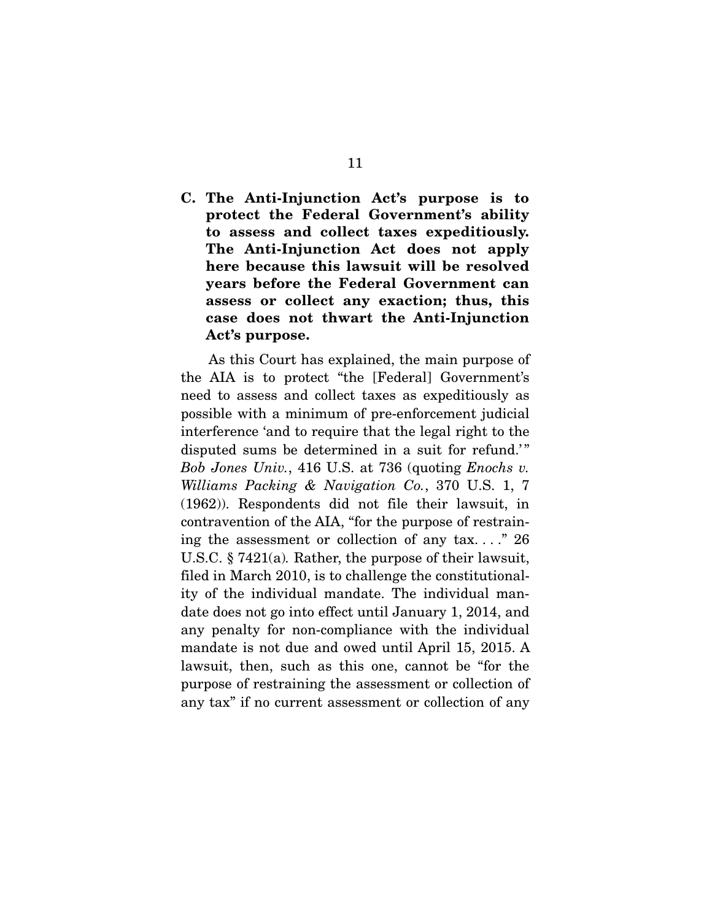### C. The Anti-Injunction Act's purpose is to protect the Federal Government's ability to assess and collect taxes expeditiously. The Anti-Injunction Act does not apply here because this lawsuit will be resolved years before the Federal Government can assess or collect any exaction; thus, this case does not thwart the Anti-Injunction Act's purpose.

As this Court has explained, the main purpose of the AIA is to protect "the [Federal] Government's need to assess and collect taxes as expeditiously as possible with a minimum of pre-enforcement judicial interference 'and to require that the legal right to the disputed sums be determined in a suit for refund.'" *Bob Jones Univ.*, 416 U.S. at 736 (quoting *Enochs v. Williams Packing & Navigation Co.*, 370 U.S. 1, 7 (1962)). Respondents did not file their lawsuit, in contravention of the AIA, "for the purpose of restraining the assessment or collection of any tax. . . ." 26 U.S.C. § 7421(a). Rather, the purpose of their lawsuit, filed in March 2010, is to challenge the constitutionality of the individual mandate. The individual mandate does not go into effect until January 1, 2014, and any penalty for non-compliance with the individual mandate is not due and owed until April 15, 2015. A lawsuit, then, such as this one, cannot be "for the purpose of restraining the assessment or collection of any tax" if no current assessment or collection of any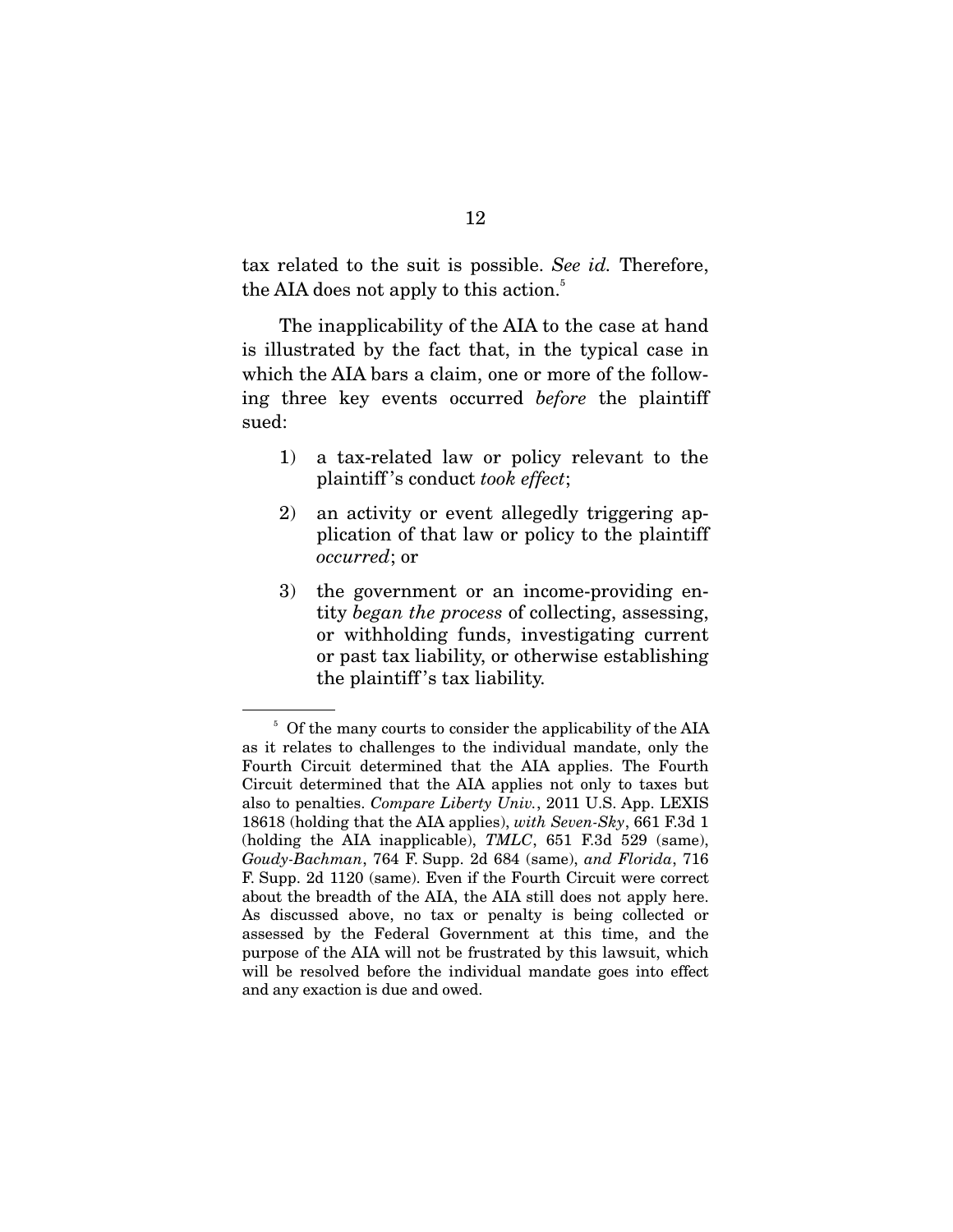tax related to the suit is possible. *See id.* Therefore, the AIA does not apply to this action.[5]

The inapplicability of the AIA to the case at hand is illustrated by the fact that, in the typical case in which the AIA bars a claim, one or more of the following three key events occurred *before* the plaintiff sued:

1) a tax-related law or policy relevant to the plaintiff's conduct *took effect*;

2) an activity or event allegedly triggering application of that law or policy to the plaintiff *occurred*; or

3) the government or an income-providing entity *began the process* of collecting, assessing, or withholding funds, investigating current or past tax liability, or otherwise establishing the plaintiff's tax liability.

---

[5] Of the many courts to consider the applicability of the AIA as it relates to challenges to the individual mandate, only the Fourth Circuit determined that the AIA applies. The Fourth Circuit determined that the AIA applies not only to taxes but also to penalties. *Compare Liberty Univ.*, 2011 U.S. App. LEXIS 18618 (holding that the AIA applies), *with Seven-Sky*, 661 F.3d 1 (holding the AIA inapplicable), *TMLC*, 651 F.3d 529 (same), *Goudy-Bachman*, 764 F. Supp. 2d 684 (same), *and Florida*, 716 F. Supp. 2d 1120 (same). Even if the Fourth Circuit were correct about the breadth of the AIA, the AIA still does not apply here. As discussed above, no tax or penalty is being collected or assessed by the Federal Government at this time, and the purpose of the AIA will not be frustrated by this lawsuit, which will be resolved before the individual mandate goes into effect and any exaction is due and owed.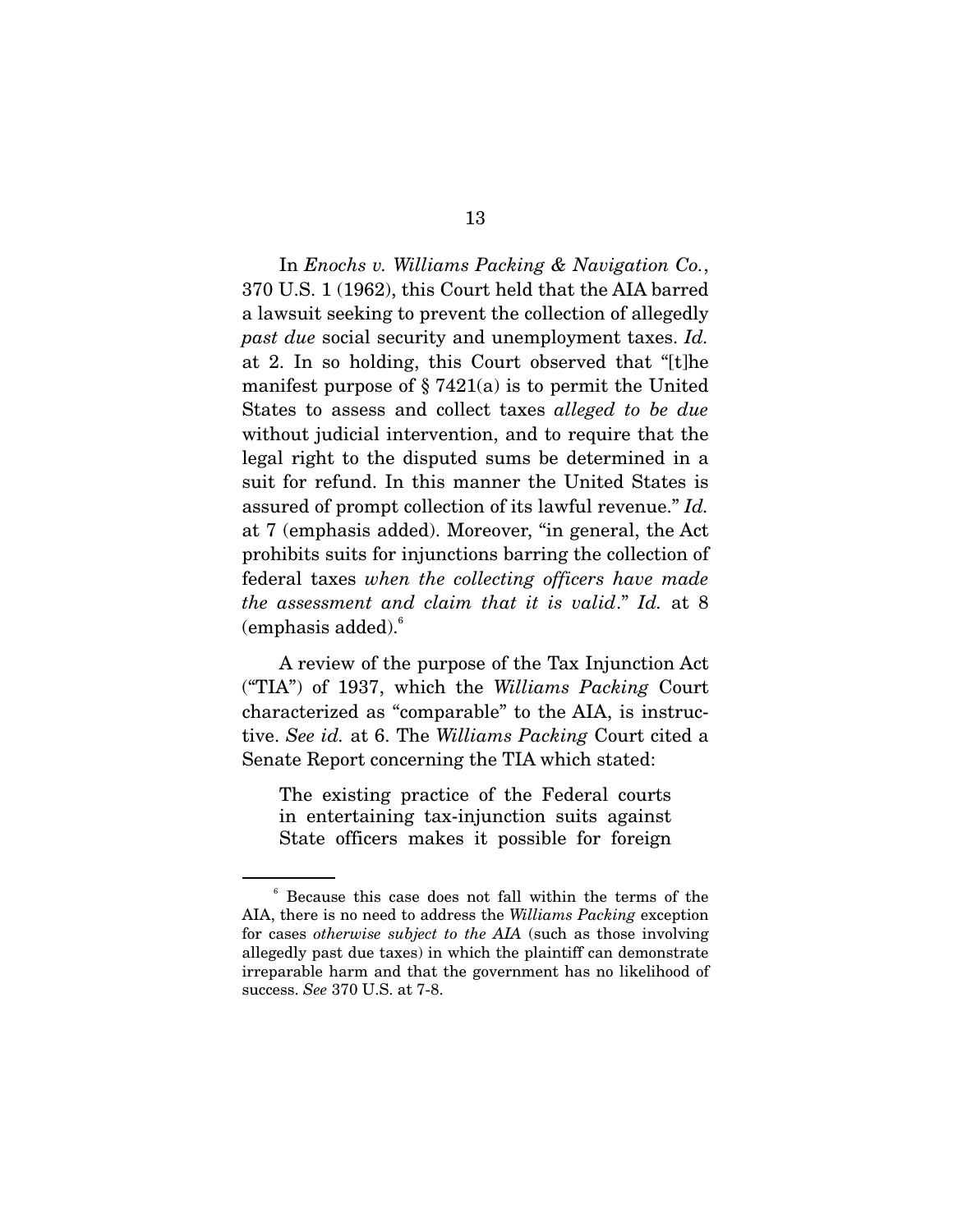In *Enochs v. Williams Packing & Navigation Co.*, 370 U.S. 1 (1962), this Court held that the AIA barred a lawsuit seeking to prevent the collection of allegedly *past due* social security and unemployment taxes. *Id.* at 2. In so holding, this Court observed that "[t]he manifest purpose of § 7421(a) is to permit the United States to assess and collect taxes *alleged to be due* without judicial intervention, and to require that the legal right to the disputed sums be determined in a suit for refund. In this manner the United States is assured of prompt collection of its lawful revenue." *Id.* at 7 (emphasis added). Moreover, "in general, the Act prohibits suits for injunctions barring the collection of federal taxes *when the collecting officers have made the assessment and claim that it is valid*." *Id.* at 8 (emphasis added).[6]

A review of the purpose of the Tax Injunction Act ("TIA") of 1937, which the *Williams Packing* Court characterized as "comparable" to the AIA, is instructive. *See id.* at 6. The *Williams Packing* Court cited a Senate Report concerning the TIA which stated:

> The existing practice of the Federal courts in entertaining tax-injunction suits against State officers makes it possible for foreign

[6] Because this case does not fall within the terms of the AIA, there is no need to address the *Williams Packing* exception for cases *otherwise subject to the AIA* (such as those involving allegedly past due taxes) in which the plaintiff can demonstrate irreparable harm and that the government has no likelihood of success. *See* 370 U.S. at 7-8.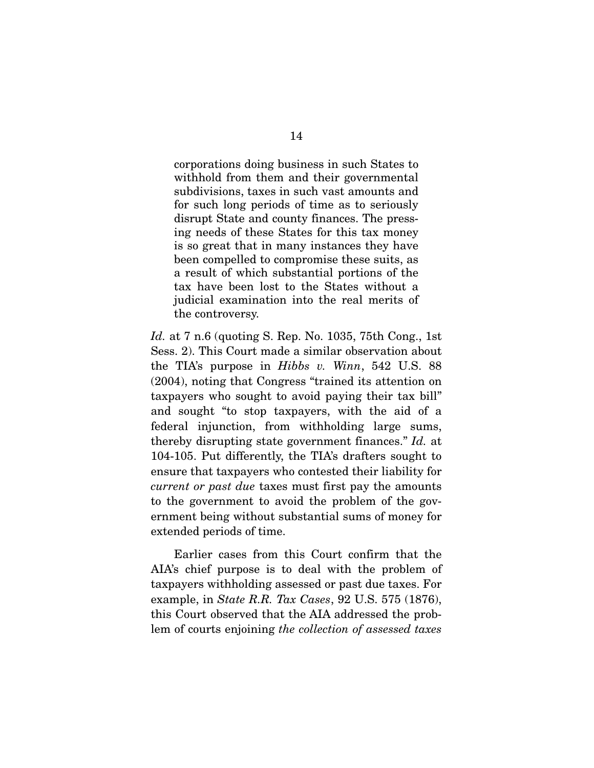> corporations doing business in such States to withhold from them and their governmental subdivisions, taxes in such vast amounts and for such long periods of time as to seriously disrupt State and county finances. The pressing needs of these States for this tax money is so great that in many instances they have been compelled to compromise these suits, as a result of which substantial portions of the tax have been lost to the States without a judicial examination into the real merits of the controversy.

*Id.* at 7 n.6 (quoting S. Rep. No. 1035, 75th Cong., 1st Sess. 2). This Court made a similar observation about the TIA's purpose in *Hibbs v. Winn*, 542 U.S. 88 (2004), noting that Congress "trained its attention on taxpayers who sought to avoid paying their tax bill" and sought "to stop taxpayers, with the aid of a federal injunction, from withholding large sums, thereby disrupting state government finances." *Id.* at 104-105. Put differently, the TIA's drafters sought to ensure that taxpayers who contested their liability for *current or past due* taxes must first pay the amounts to the government to avoid the problem of the government being without substantial sums of money for extended periods of time.

Earlier cases from this Court confirm that the AIA's chief purpose is to deal with the problem of taxpayers withholding assessed or past due taxes. For example, in *State R.R. Tax Cases*, 92 U.S. 575 (1876), this Court observed that the AIA addressed the problem of courts enjoining *the collection of assessed taxes*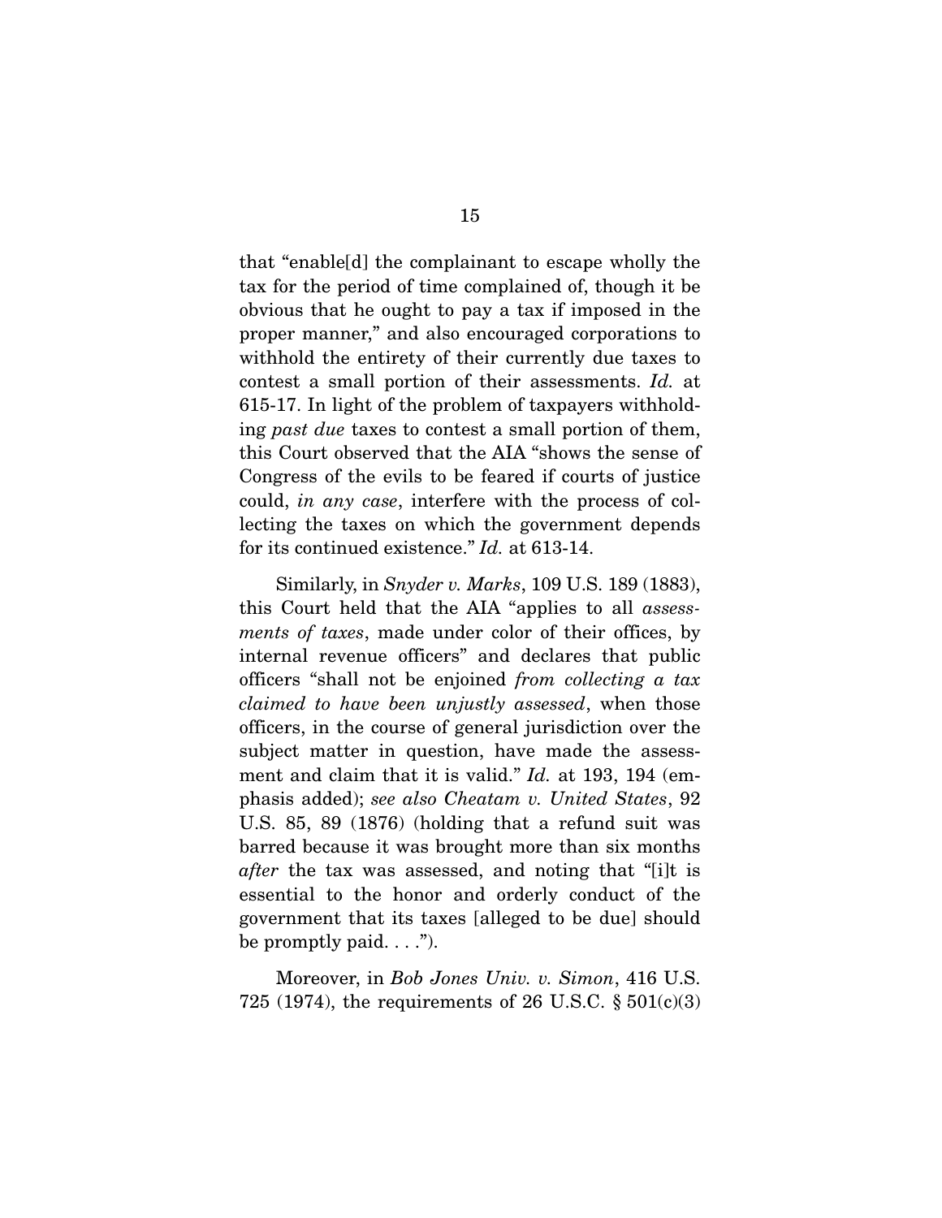that "enable[d] the complainant to escape wholly the tax for the period of time complained of, though it be obvious that he ought to pay a tax if imposed in the proper manner," and also encouraged corporations to withhold the entirety of their currently due taxes to contest a small portion of their assessments. *Id.* at 615-17. In light of the problem of taxpayers withholding *past due* taxes to contest a small portion of them, this Court observed that the AIA "shows the sense of Congress of the evils to be feared if courts of justice could, *in any case*, interfere with the process of collecting the taxes on which the government depends for its continued existence." *Id.* at 613-14.

Similarly, in *Snyder v. Marks*, 109 U.S. 189 (1883), this Court held that the AIA "applies to all *assessments of taxes*, made under color of their offices, by internal revenue officers" and declares that public officers "shall not be enjoined *from collecting a tax claimed to have been unjustly assessed*, when those officers, in the course of general jurisdiction over the subject matter in question, have made the assessment and claim that it is valid." *Id.* at 193, 194 (emphasis added); *see also Cheatam v. United States*, 92 U.S. 85, 89 (1876) (holding that a refund suit was barred because it was brought more than six months *after* the tax was assessed, and noting that "[i]t is essential to the honor and orderly conduct of the government that its taxes [alleged to be due] should be promptly paid. . . .").

Moreover, in *Bob Jones Univ. v. Simon*, 416 U.S. 725 (1974), the requirements of 26 U.S.C. § 501(c)(3)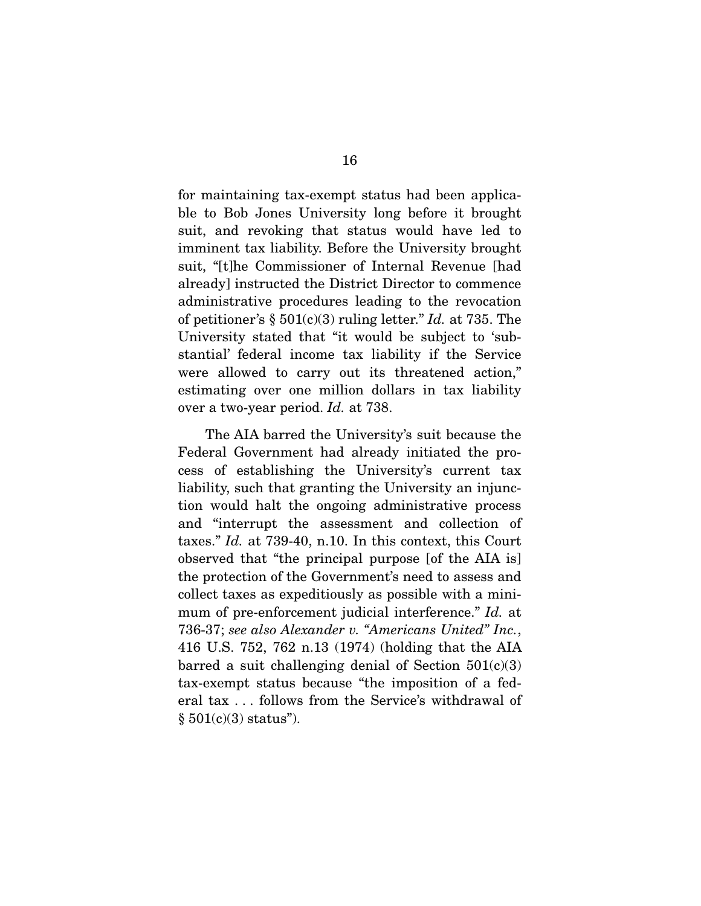for maintaining tax-exempt status had been applicable to Bob Jones University long before it brought suit, and revoking that status would have led to imminent tax liability. Before the University brought suit, "[t]he Commissioner of Internal Revenue [had already] instructed the District Director to commence administrative procedures leading to the revocation of petitioner's § 501(c)(3) ruling letter." *Id.* at 735. The University stated that "it would be subject to 'substantial' federal income tax liability if the Service were allowed to carry out its threatened action," estimating over one million dollars in tax liability over a two-year period. *Id.* at 738.

The AIA barred the University's suit because the Federal Government had already initiated the process of establishing the University's current tax liability, such that granting the University an injunction would halt the ongoing administrative process and "interrupt the assessment and collection of taxes." *Id.* at 739-40, n.10. In this context, this Court observed that "the principal purpose [of the AIA is] the protection of the Government's need to assess and collect taxes as expeditiously as possible with a minimum of pre-enforcement judicial interference." *Id.* at 736-37; *see also Alexander v. "Americans United" Inc.*, 416 U.S. 752, 762 n.13 (1974) (holding that the AIA barred a suit challenging denial of Section 501(c)(3) tax-exempt status because "the imposition of a federal tax . . . follows from the Service's withdrawal of § 501(c)(3) status").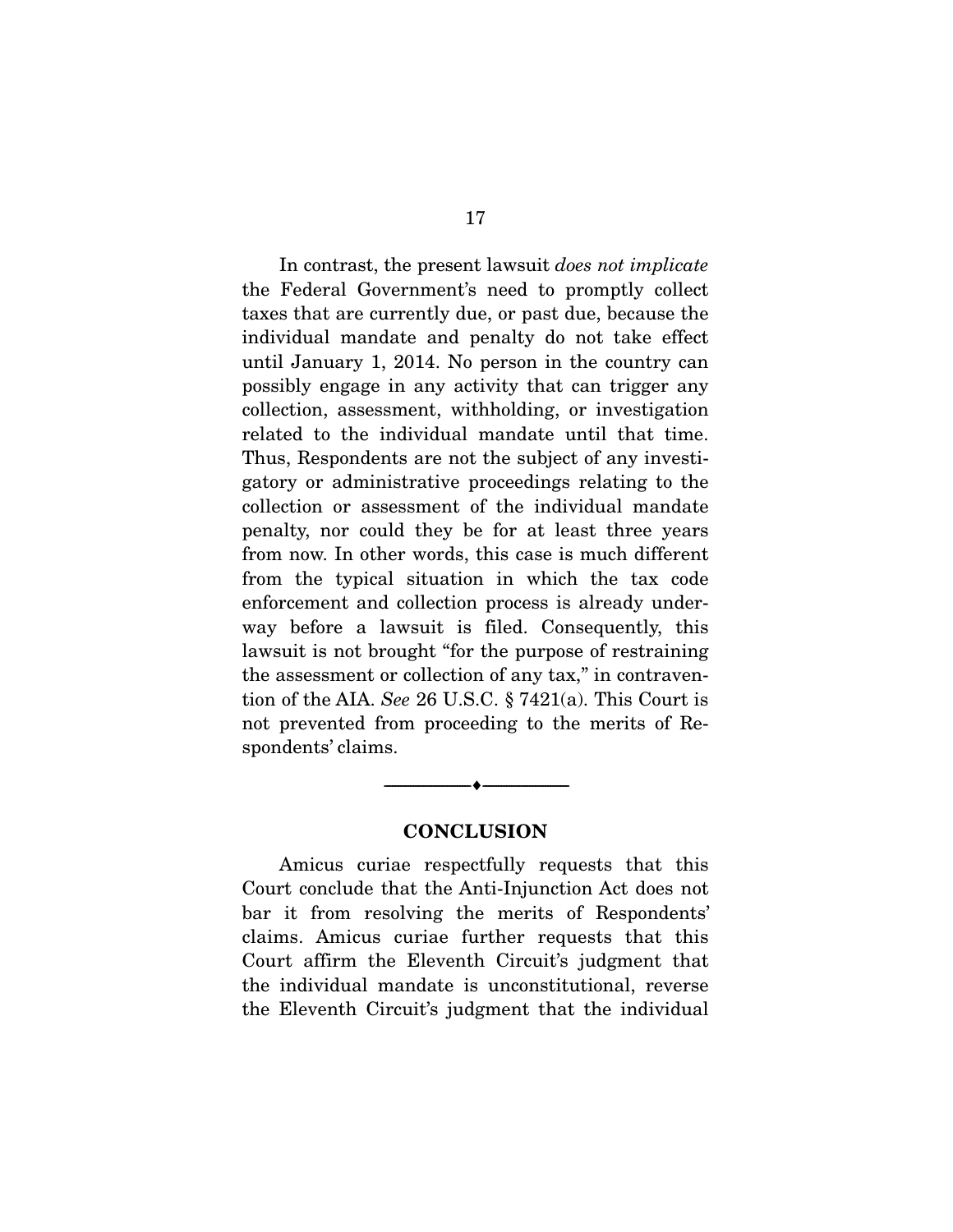In contrast, the present lawsuit *does not implicate* the Federal Government's need to promptly collect taxes that are currently due, or past due, because the individual mandate and penalty do not take effect until January 1, 2014. No person in the country can possibly engage in any activity that can trigger any collection, assessment, withholding, or investigation related to the individual mandate until that time. Thus, Respondents are not the subject of any investigatory or administrative proceedings relating to the collection or assessment of the individual mandate penalty, nor could they be for at least three years from now. In other words, this case is much different from the typical situation in which the tax code enforcement and collection process is already underway before a lawsuit is filed. Consequently, this lawsuit is not brought "for the purpose of restraining the assessment or collection of any tax," in contravention of the AIA. *See* 26 U.S.C. § 7421(a). This Court is not prevented from proceeding to the merits of Respondents' claims.

---

## CONCLUSION

Amicus curiae respectfully requests that this Court conclude that the Anti-Injunction Act does not bar it from resolving the merits of Respondents' claims. Amicus curiae further requests that this Court affirm the Eleventh Circuit's judgment that the individual mandate is unconstitutional, reverse the Eleventh Circuit's judgment that the individual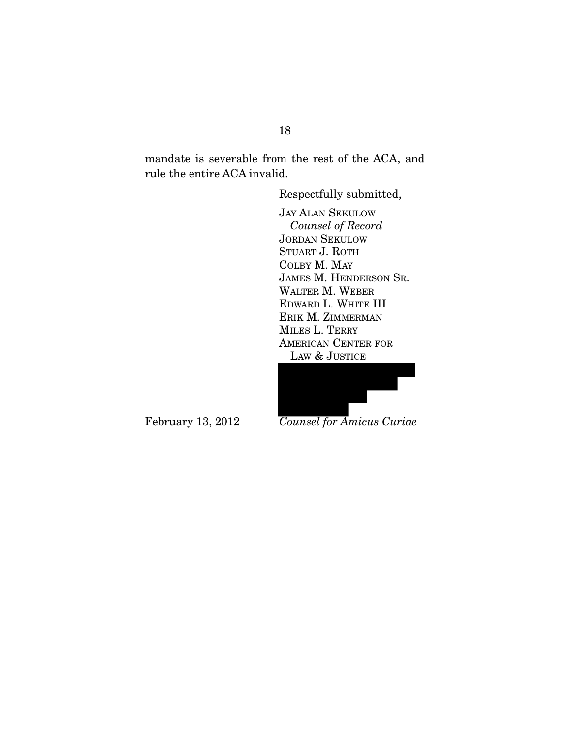mandate is severable from the rest of the ACA, and rule the entire ACA invalid.

Respectfully submitted,

JAY ALAN SEKULOW
*Counsel of Record*
JORDAN SEKULOW
STUART J. ROTH
COLBY M. MAY
JAMES M. HENDERSON SR.
WALTER M. WEBER
EDWARD L. WHITE III
ERIK M. ZIMMERMAN
MILES L. TERRY
AMERICAN CENTER FOR
LAW & JUSTICE

February 13, 2012

*Counsel for Amicus Curiae*